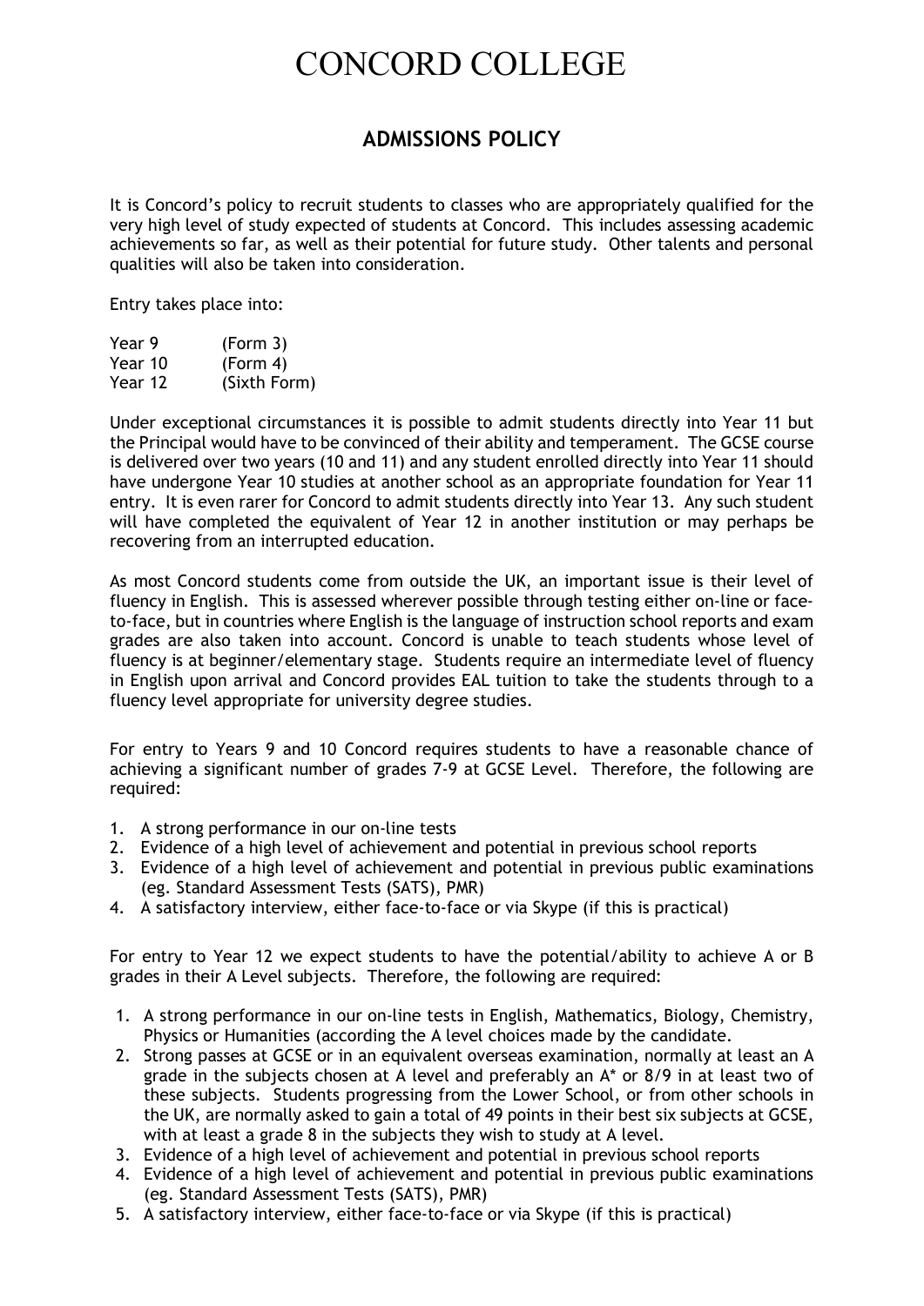# CONCORD COLLEGE

## ADMISSIONS POLICY

It is Concord's policy to recruit students to classes who are appropriately qualified for the very high level of study expected of students at Concord. This includes assessing academic achievements so far, as well as their potential for future study. Other talents and personal qualities will also be taken into consideration.

Entry takes place into:

| | |
|---|---|
| Year 9 | (Form 3) |
| Year 10 | (Form 4) |
| Year 12 | (Sixth Form) |

Under exceptional circumstances it is possible to admit students directly into Year 11 but the Principal would have to be convinced of their ability and temperament. The GCSE course is delivered over two years (10 and 11) and any student enrolled directly into Year 11 should have undergone Year 10 studies at another school as an appropriate foundation for Year 11 entry. It is even rarer for Concord to admit students directly into Year 13. Any such student will have completed the equivalent of Year 12 in another institution or may perhaps be recovering from an interrupted education.

As most Concord students come from outside the UK, an important issue is their level of fluency in English. This is assessed wherever possible through testing either on-line or face-to-face, but in countries where English is the language of instruction school reports and exam grades are also taken into account. Concord is unable to teach students whose level of fluency is at beginner/elementary stage. Students require an intermediate level of fluency in English upon arrival and Concord provides EAL tuition to take the students through to a fluency level appropriate for university degree studies.

For entry to Years 9 and 10 Concord requires students to have a reasonable chance of achieving a significant number of grades 7-9 at GCSE Level. Therefore, the following are required:

1. A strong performance in our on-line tests
2. Evidence of a high level of achievement and potential in previous school reports
3. Evidence of a high level of achievement and potential in previous public examinations (eg. Standard Assessment Tests (SATS), PMR)
4. A satisfactory interview, either face-to-face or via Skype (if this is practical)

For entry to Year 12 we expect students to have the potential/ability to achieve A or B grades in their A Level subjects. Therefore, the following are required:

1. A strong performance in our on-line tests in English, Mathematics, Biology, Chemistry, Physics or Humanities (according the A level choices made by the candidate.
2. Strong passes at GCSE or in an equivalent overseas examination, normally at least an A grade in the subjects chosen at A level and preferably an A* or 8/9 in at least two of these subjects. Students progressing from the Lower School, or from other schools in the UK, are normally asked to gain a total of 49 points in their best six subjects at GCSE, with at least a grade 8 in the subjects they wish to study at A level.
3. Evidence of a high level of achievement and potential in previous school reports
4. Evidence of a high level of achievement and potential in previous public examinations (eg. Standard Assessment Tests (SATS), PMR)
5. A satisfactory interview, either face-to-face or via Skype (if this is practical)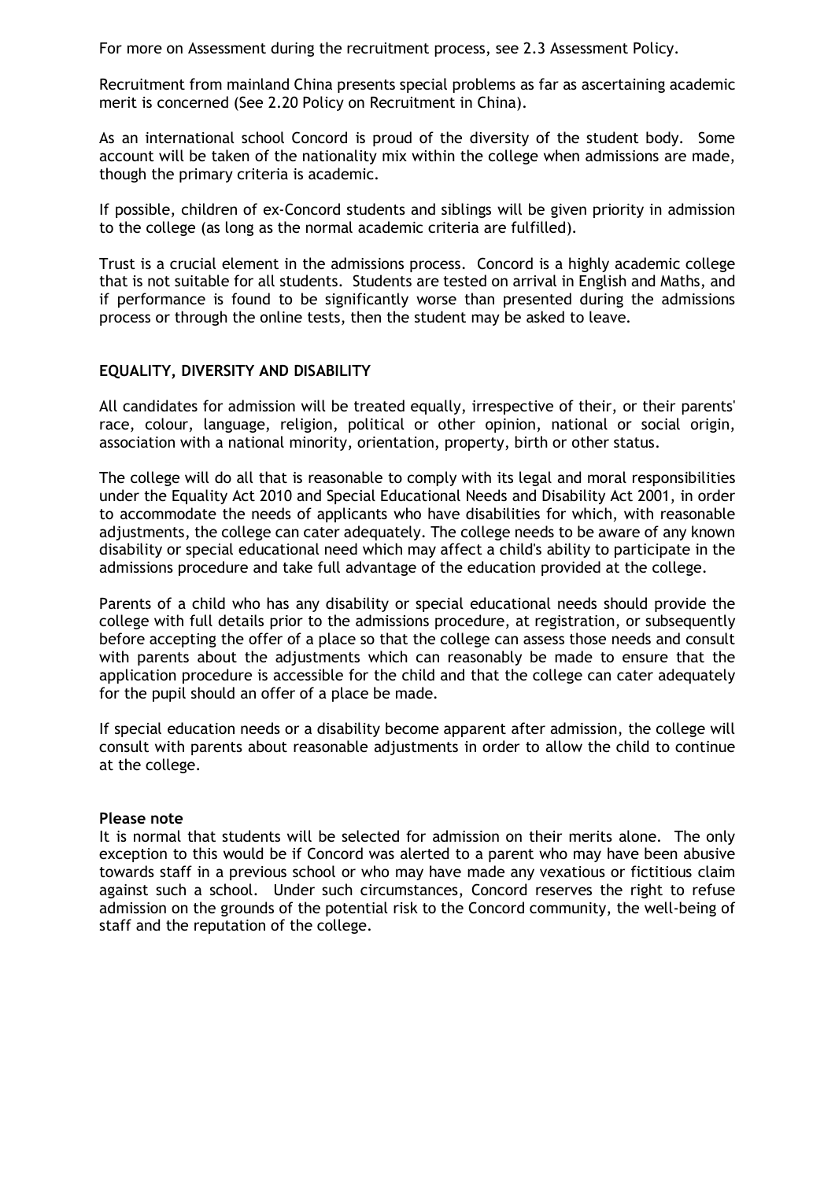For more on Assessment during the recruitment process, see 2.3 Assessment Policy.

Recruitment from mainland China presents special problems as far as ascertaining academic merit is concerned (See 2.20 Policy on Recruitment in China).

As an international school Concord is proud of the diversity of the student body. Some account will be taken of the nationality mix within the college when admissions are made, though the primary criteria is academic.

If possible, children of ex-Concord students and siblings will be given priority in admission to the college (as long as the normal academic criteria are fulfilled).

Trust is a crucial element in the admissions process. Concord is a highly academic college that is not suitable for all students. Students are tested on arrival in English and Maths, and if performance is found to be significantly worse than presented during the admissions process or through the online tests, then the student may be asked to leave.

**EQUALITY, DIVERSITY AND DISABILITY**

All candidates for admission will be treated equally, irrespective of their, or their parents' race, colour, language, religion, political or other opinion, national or social origin, association with a national minority, orientation, property, birth or other status.

The college will do all that is reasonable to comply with its legal and moral responsibilities under the Equality Act 2010 and Special Educational Needs and Disability Act 2001, in order to accommodate the needs of applicants who have disabilities for which, with reasonable adjustments, the college can cater adequately. The college needs to be aware of any known disability or special educational need which may affect a child's ability to participate in the admissions procedure and take full advantage of the education provided at the college.

Parents of a child who has any disability or special educational needs should provide the college with full details prior to the admissions procedure, at registration, or subsequently before accepting the offer of a place so that the college can assess those needs and consult with parents about the adjustments which can reasonably be made to ensure that the application procedure is accessible for the child and that the college can cater adequately for the pupil should an offer of a place be made.

If special education needs or a disability become apparent after admission, the college will consult with parents about reasonable adjustments in order to allow the child to continue at the college.

**Please note**
It is normal that students will be selected for admission on their merits alone. The only exception to this would be if Concord was alerted to a parent who may have been abusive towards staff in a previous school or who may have made any vexatious or fictitious claim against such a school. Under such circumstances, Concord reserves the right to refuse admission on the grounds of the potential risk to the Concord community, the well-being of staff and the reputation of the college.